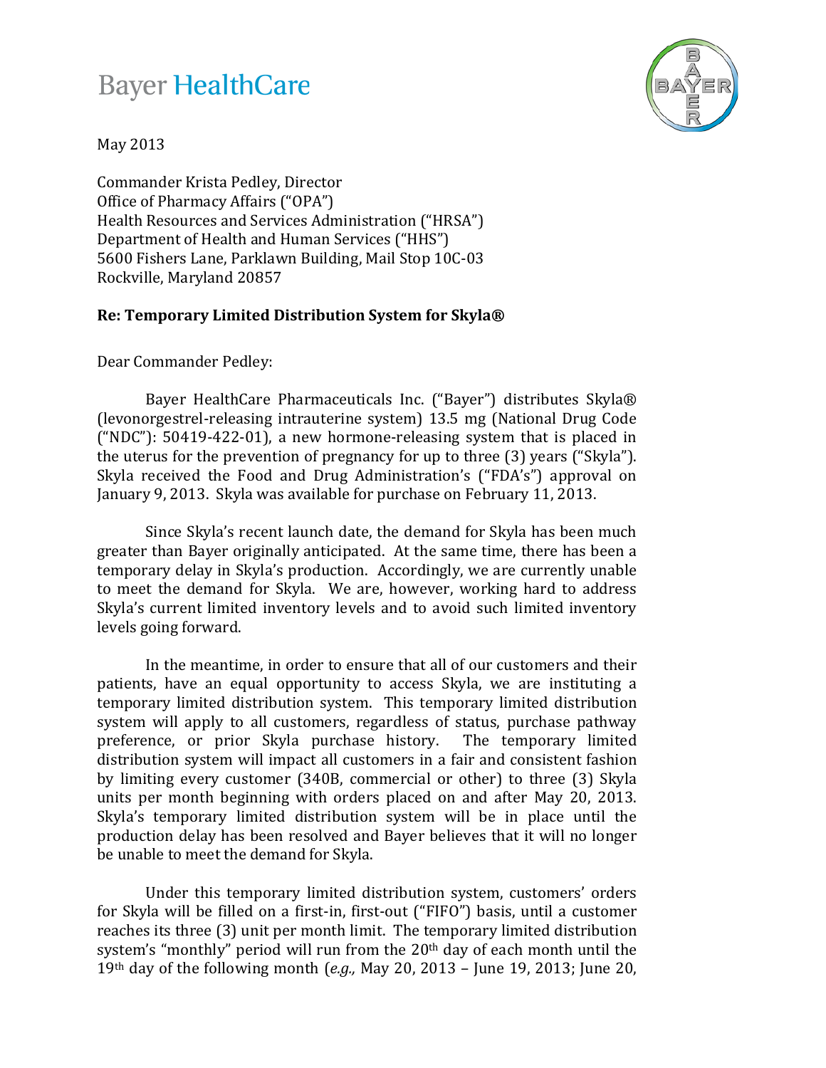Bayer HealthCare

May 2013

Commander Krista Pedley, Director
Office of Pharmacy Affairs ("OPA")
Health Resources and Services Administration ("HRSA")
Department of Health and Human Services ("HHS")
5600 Fishers Lane, Parklawn Building, Mail Stop 10C-03
Rockville, Maryland 20857

**Re: Temporary Limited Distribution System for Skyla®**

Dear Commander Pedley:

Bayer HealthCare Pharmaceuticals Inc. ("Bayer") distributes Skyla® (levonorgestrel-releasing intrauterine system) 13.5 mg (National Drug Code ("NDC"): 50419-422-01), a new hormone-releasing system that is placed in the uterus for the prevention of pregnancy for up to three (3) years ("Skyla"). Skyla received the Food and Drug Administration's ("FDA's") approval on January 9, 2013. Skyla was available for purchase on February 11, 2013.

Since Skyla's recent launch date, the demand for Skyla has been much greater than Bayer originally anticipated. At the same time, there has been a temporary delay in Skyla's production. Accordingly, we are currently unable to meet the demand for Skyla. We are, however, working hard to address Skyla's current limited inventory levels and to avoid such limited inventory levels going forward.

In the meantime, in order to ensure that all of our customers and their patients, have an equal opportunity to access Skyla, we are instituting a temporary limited distribution system. This temporary limited distribution system will apply to all customers, regardless of status, purchase pathway preference, or prior Skyla purchase history. The temporary limited distribution system will impact all customers in a fair and consistent fashion by limiting every customer (340B, commercial or other) to three (3) Skyla units per month beginning with orders placed on and after May 20, 2013. Skyla's temporary limited distribution system will be in place until the production delay has been resolved and Bayer believes that it will no longer be unable to meet the demand for Skyla.

Under this temporary limited distribution system, customers' orders for Skyla will be filled on a first-in, first-out ("FIFO") basis, until a customer reaches its three (3) unit per month limit. The temporary limited distribution system's "monthly" period will run from the 20th day of each month until the 19th day of the following month (*e.g.,* May 20, 2013 – June 19, 2013; June 20,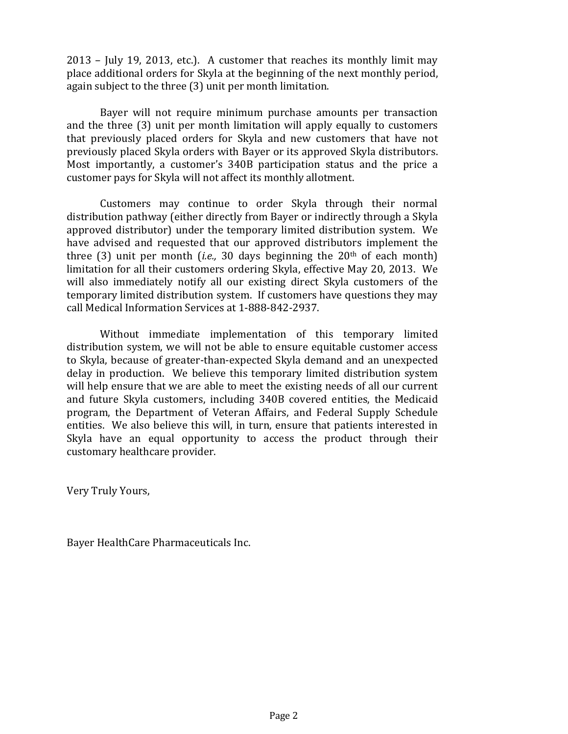2013 – July 19, 2013, etc.). A customer that reaches its monthly limit may place additional orders for Skyla at the beginning of the next monthly period, again subject to the three (3) unit per month limitation.

Bayer will not require minimum purchase amounts per transaction and the three (3) unit per month limitation will apply equally to customers that previously placed orders for Skyla and new customers that have not previously placed Skyla orders with Bayer or its approved Skyla distributors. Most importantly, a customer's 340B participation status and the price a customer pays for Skyla will not affect its monthly allotment.

Customers may continue to order Skyla through their normal distribution pathway (either directly from Bayer or indirectly through a Skyla approved distributor) under the temporary limited distribution system. We have advised and requested that our approved distributors implement the three (3) unit per month (*i.e.,* 30 days beginning the 20th of each month) limitation for all their customers ordering Skyla, effective May 20, 2013. We will also immediately notify all our existing direct Skyla customers of the temporary limited distribution system. If customers have questions they may call Medical Information Services at 1-888-842-2937.

Without immediate implementation of this temporary limited distribution system, we will not be able to ensure equitable customer access to Skyla, because of greater-than-expected Skyla demand and an unexpected delay in production. We believe this temporary limited distribution system will help ensure that we are able to meet the existing needs of all our current and future Skyla customers, including 340B covered entities, the Medicaid program, the Department of Veteran Affairs, and Federal Supply Schedule entities. We also believe this will, in turn, ensure that patients interested in Skyla have an equal opportunity to access the product through their customary healthcare provider.

Very Truly Yours,

Bayer HealthCare Pharmaceuticals Inc.